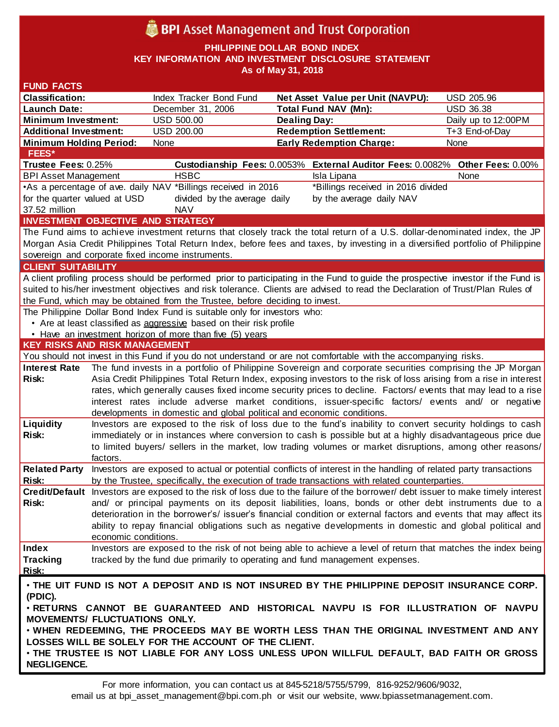# BPI Asset Management and Trust Corporation

**PHILIPPINE DOLLAR BOND INDEX**
**KEY INFORMATION AND INVESTMENT DISCLOSURE STATEMENT**
**As of May 31, 2018**

## FUND FACTS

| | | | |
|---|---|---|---|
| **Classification:** | Index Tracker Bond Fund | **Net Asset Value per Unit (NAVPU):** | USD 205.96 |
| **Launch Date:** | December 31, 2006 | **Total Fund NAV (Mn):** | USD 36.38 |
| **Minimum Investment:** | USD 500.00 | **Dealing Day:** | Daily up to 12:00PM |
| **Additional Investment:** | USD 200.00 | **Redemption Settlement:** | T+3 End-of-Day |
| **Minimum Holding Period:** | None | **Early Redemption Charge:** | None |

## FEES*

| **Trustee Fees:** 0.25% | **Custodianship Fees:** 0.0053% | **External Auditor Fees:** 0.0082% | **Other Fees:** 0.00% |
|---|---|---|---|
| BPI Asset Management | HSBC | Isla Lipana | None |
| •As a percentage of ave. daily NAV for the quarter valued at USD 37.52 million | *Billings received in 2016 divided by the average daily NAV | *Billings received in 2016 divided by the average daily NAV | |

## INVESTMENT OBJECTIVE AND STRATEGY

The Fund aims to achieve investment returns that closely track the total return of a U.S. dollar-denominated index, the JP Morgan Asia Credit Philippines Total Return Index, before fees and taxes, by investing in a diversified portfolio of Philippine sovereign and corporate fixed income instruments.

## CLIENT SUITABILITY

A client profiling process should be performed prior to participating in the Fund to guide the prospective investor if the Fund is suited to his/her investment objectives and risk tolerance. Clients are advised to read the Declaration of Trust/Plan Rules of the Fund, which may be obtained from the Trustee, before deciding to invest.

The Philippine Dollar Bond Index Fund is suitable only for investors who:

- Are at least classified as aggressive based on their risk profile
- Have an investment horizon of more than five (5) years

## KEY RISKS AND RISK MANAGEMENT

You should not invest in this Fund if you do not understand or are not comfortable with the accompanying risks.

| | |
|---|---|
| **Interest Rate Risk:** | The fund invests in a portfolio of Philippine Sovereign and corporate securities comprising the JP Morgan Asia Credit Philippines Total Return Index, exposing investors to the risk of loss arising from a rise in interest rates, which generally causes fixed income security prices to decline. Factors/ events that may lead to a rise interest rates include adverse market conditions, issuer-specific factors/ events and/ or negative developments in domestic and global political and economic conditions. |
| **Liquidity Risk:** | Investors are exposed to the risk of loss due to the fund's inability to convert security holdings to cash immediately or in instances where conversion to cash is possible but at a highly disadvantageous price due to limited buyers/ sellers in the market, low trading volumes or market disruptions, among other reasons/ factors. |
| **Related Party Risk:** | Investors are exposed to actual or potential conflicts of interest in the handling of related party transactions by the Trustee, specifically, the execution of trade transactions with related counterparties. |
| **Credit/Default Risk:** | Investors are exposed to the risk of loss due to the failure of the borrower/ debt issuer to make timely interest and/ or principal payments on its deposit liabilities, loans, bonds or other debt instruments due to a deterioration in the borrower's/ issuer's financial condition or external factors and events that may affect its ability to repay financial obligations such as negative developments in domestic and global political and economic conditions. |
| **Index Tracking Risk:** | Investors are exposed to the risk of not being able to achieve a level of return that matches the index being tracked by the fund due primarily to operating and fund management expenses. |

**• THE UIT FUND IS NOT A DEPOSIT AND IS NOT INSURED BY THE PHILIPPINE DEPOSIT INSURANCE CORP. (PDIC).**
**• RETURNS CANNOT BE GUARANTEED AND HISTORICAL NAVPU IS FOR ILLUSTRATION OF NAVPU MOVEMENTS/ FLUCTUATIONS ONLY.**
**• WHEN REDEEMING, THE PROCEEDS MAY BE WORTH LESS THAN THE ORIGINAL INVESTMENT AND ANY LOSSES WILL BE SOLELY FOR THE ACCOUNT OF THE CLIENT.**
**• THE TRUSTEE IS NOT LIABLE FOR ANY LOSS UNLESS UPON WILLFUL DEFAULT, BAD FAITH OR GROSS NEGLIGENCE.**

For more information, you can contact us at 845-5218/5755/5799, 816-9252/9606/9032, email us at bpi_asset_management@bpi.com.ph or visit our website, www.bpiassetmanagement.com.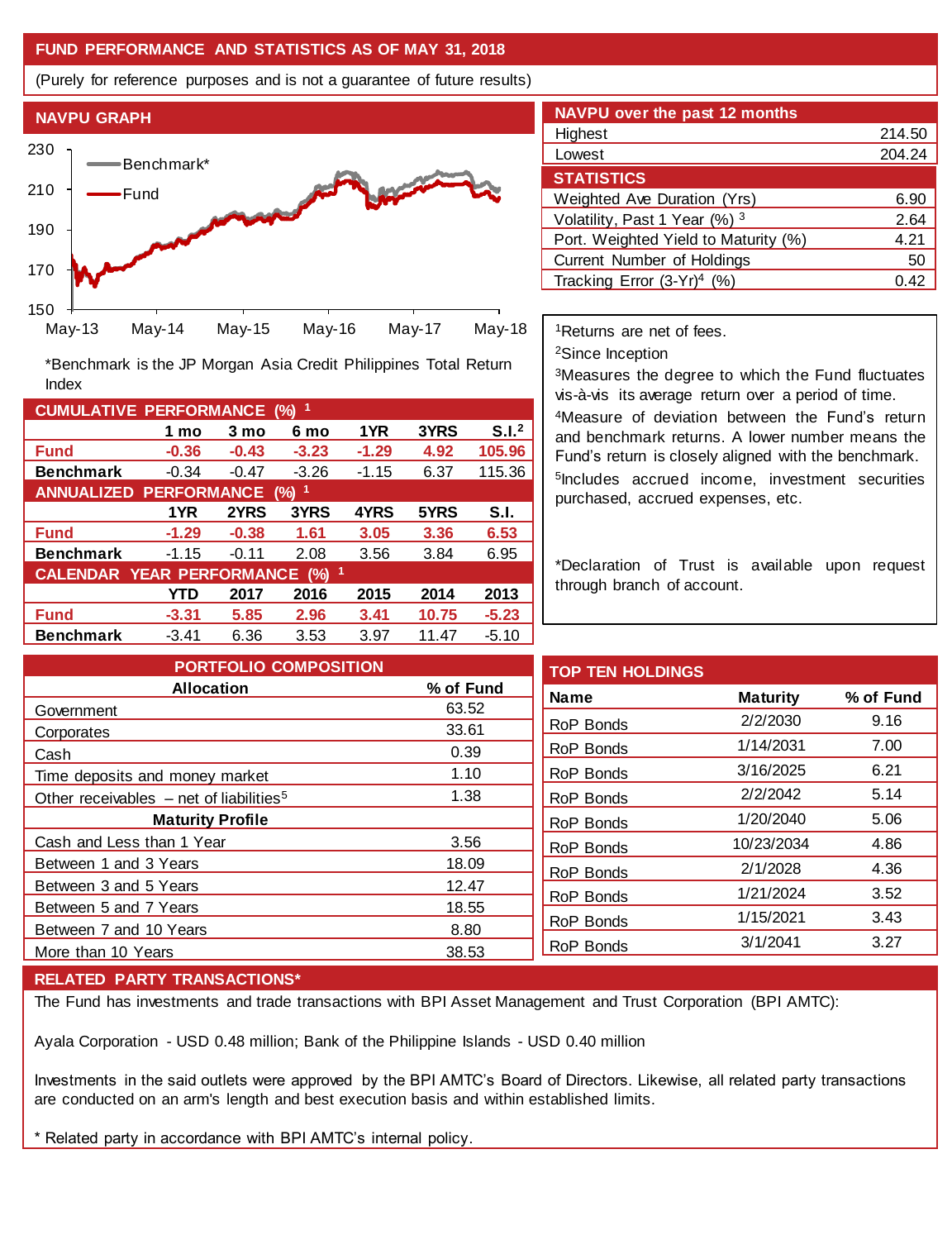## FUND PERFORMANCE AND STATISTICS AS OF MAY 31, 2018

(Purely for reference purposes and is not a guarantee of future results)

### NAVPU GRAPH

*Benchmark is the JP Morgan Asia Credit Philippines Total Return Index

### NAVPU over the past 12 months

| | |
|---|---|
| Highest | 214.50 |
| Lowest | 204.24 |

### STATISTICS

| | |
|---|---|
| Weighted Ave Duration (Yrs) | 6.90 |
| Volatility, Past 1 Year (%) [3] | 2.64 |
| Port. Weighted Yield to Maturity (%) | 4.21 |
| Current Number of Holdings | 50 |
| Tracking Error (3-Yr)[4] (%) | 0.42 |

[1]Returns are net of fees.

[2]Since Inception

[3]Measures the degree to which the Fund fluctuates vis-à-vis its average return over a period of time.

[4]Measure of deviation between the Fund's return and benchmark returns. A lower number means the Fund's return is closely aligned with the benchmark.

[5]Includes accrued income, investment securities purchased, accrued expenses, etc.

*Declaration of Trust is available upon request through branch of account.

### CUMULATIVE PERFORMANCE (%) [1]

| | 1 mo | 3 mo | 6 mo | 1YR | 3YRS | S.I.[2] |
|---|---|---|---|---|---|---|
| **Fund** | -0.36 | -0.43 | -3.23 | -1.29 | 4.92 | 105.96 |
| **Benchmark** | -0.34 | -0.47 | -3.26 | -1.15 | 6.37 | 115.36 |

### ANNUALIZED PERFORMANCE (%) [1]

| | 1YR | 2YRS | 3YRS | 4YRS | 5YRS | S.I. |
|---|---|---|---|---|---|---|
| **Fund** | -1.29 | -0.38 | 1.61 | 3.05 | 3.36 | 6.53 |
| **Benchmark** | -1.15 | -0.11 | 2.08 | 3.56 | 3.84 | 6.95 |

### CALENDAR YEAR PERFORMANCE (%) [1]

| | YTD | 2017 | 2016 | 2015 | 2014 | 2013 |
|---|---|---|---|---|---|---|
| **Fund** | -3.31 | 5.85 | 2.96 | 3.41 | 10.75 | -5.23 |
| **Benchmark** | -3.41 | 6.36 | 3.53 | 3.97 | 11.47 | -5.10 |

### PORTFOLIO COMPOSITION

| Allocation | % of Fund |
|---|---|
| Government | 63.52 |
| Corporates | 33.61 |
| Cash | 0.39 |
| Time deposits and money market | 1.10 |
| Other receivables – net of liabilities[5] | 1.38 |
| **Maturity Profile** | |
| Cash and Less than 1 Year | 3.56 |
| Between 1 and 3 Years | 18.09 |
| Between 3 and 5 Years | 12.47 |
| Between 5 and 7 Years | 18.55 |
| Between 7 and 10 Years | 8.80 |
| More than 10 Years | 38.53 |

### TOP TEN HOLDINGS

| Name | Maturity | % of Fund |
|---|---|---|
| RoP Bonds | 2/2/2030 | 9.16 |
| RoP Bonds | 1/14/2031 | 7.00 |
| RoP Bonds | 3/16/2025 | 6.21 |
| RoP Bonds | 2/2/2042 | 5.14 |
| RoP Bonds | 1/20/2040 | 5.06 |
| RoP Bonds | 10/23/2034 | 4.86 |
| RoP Bonds | 2/1/2028 | 4.36 |
| RoP Bonds | 1/21/2024 | 3.52 |
| RoP Bonds | 1/15/2021 | 3.43 |
| RoP Bonds | 3/1/2041 | 3.27 |

### RELATED PARTY TRANSACTIONS*

The Fund has investments and trade transactions with BPI Asset Management and Trust Corporation (BPI AMTC):

Ayala Corporation - USD 0.48 million; Bank of the Philippine Islands - USD 0.40 million

Investments in the said outlets were approved by the BPI AMTC's Board of Directors. Likewise, all related party transactions are conducted on an arm's length and best execution basis and within established limits.

* Related party in accordance with BPI AMTC's internal policy.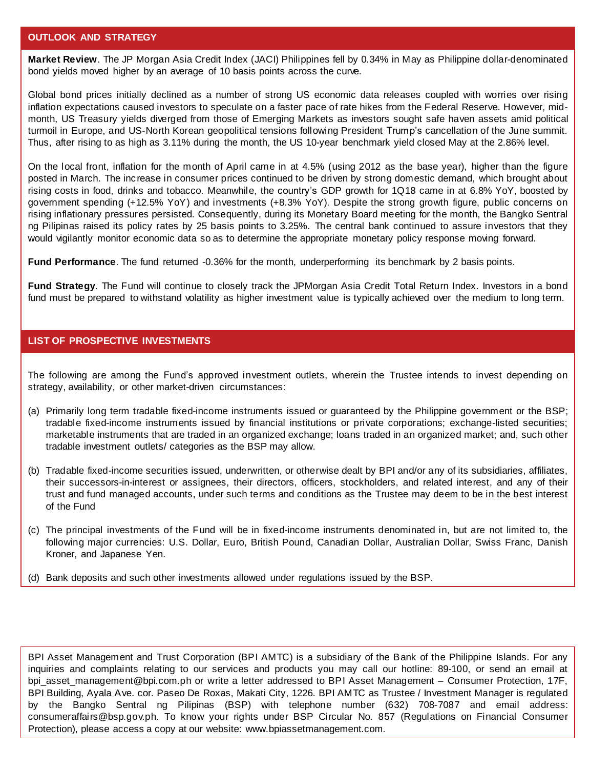## OUTLOOK AND STRATEGY

**Market Review**. The JP Morgan Asia Credit Index (JACI) Philippines fell by 0.34% in May as Philippine dollar-denominated bond yields moved higher by an average of 10 basis points across the curve.

Global bond prices initially declined as a number of strong US economic data releases coupled with worries over rising inflation expectations caused investors to speculate on a faster pace of rate hikes from the Federal Reserve. However, mid-month, US Treasury yields diverged from those of Emerging Markets as investors sought safe haven assets amid political turmoil in Europe, and US-North Korean geopolitical tensions following President Trump's cancellation of the June summit. Thus, after rising to as high as 3.11% during the month, the US 10-year benchmark yield closed May at the 2.86% level.

On the local front, inflation for the month of April came in at 4.5% (using 2012 as the base year), higher than the figure posted in March. The increase in consumer prices continued to be driven by strong domestic demand, which brought about rising costs in food, drinks and tobacco. Meanwhile, the country's GDP growth for 1Q18 came in at 6.8% YoY, boosted by government spending (+12.5% YoY) and investments (+8.3% YoY). Despite the strong growth figure, public concerns on rising inflationary pressures persisted. Consequently, during its Monetary Board meeting for the month, the Bangko Sentral ng Pilipinas raised its policy rates by 25 basis points to 3.25%. The central bank continued to assure investors that they would vigilantly monitor economic data so as to determine the appropriate monetary policy response moving forward.

**Fund Performance**. The fund returned -0.36% for the month, underperforming its benchmark by 2 basis points.

**Fund Strategy**. The Fund will continue to closely track the JPMorgan Asia Credit Total Return Index. Investors in a bond fund must be prepared to withstand volatility as higher investment value is typically achieved over the medium to long term.

## LIST OF PROSPECTIVE INVESTMENTS

The following are among the Fund's approved investment outlets, wherein the Trustee intends to invest depending on strategy, availability, or other market-driven circumstances:

(a) Primarily long term tradable fixed-income instruments issued or guaranteed by the Philippine government or the BSP; tradable fixed-income instruments issued by financial institutions or private corporations; exchange-listed securities; marketable instruments that are traded in an organized exchange; loans traded in an organized market; and, such other tradable investment outlets/ categories as the BSP may allow.

(b) Tradable fixed-income securities issued, underwritten, or otherwise dealt by BPI and/or any of its subsidiaries, affiliates, their successors-in-interest or assignees, their directors, officers, stockholders, and related interest, and any of their trust and fund managed accounts, under such terms and conditions as the Trustee may deem to be in the best interest of the Fund

(c) The principal investments of the Fund will be in fixed-income instruments denominated in, but are not limited to, the following major currencies: U.S. Dollar, Euro, British Pound, Canadian Dollar, Australian Dollar, Swiss Franc, Danish Kroner, and Japanese Yen.

(d) Bank deposits and such other investments allowed under regulations issued by the BSP.

BPI Asset Management and Trust Corporation (BPI AMTC) is a subsidiary of the Bank of the Philippine Islands. For any inquiries and complaints relating to our services and products you may call our hotline: 89-100, or send an email at bpi_asset_management@bpi.com.ph or write a letter addressed to BPI Asset Management – Consumer Protection, 17F, BPI Building, Ayala Ave. cor. Paseo De Roxas, Makati City, 1226. BPI AMTC as Trustee / Investment Manager is regulated by the Bangko Sentral ng Pilipinas (BSP) with telephone number (632) 708-7087 and email address: consumeraffairs@bsp.gov.ph. To know your rights under BSP Circular No. 857 (Regulations on Financial Consumer Protection), please access a copy at our website: www.bpiassetmanagement.com.